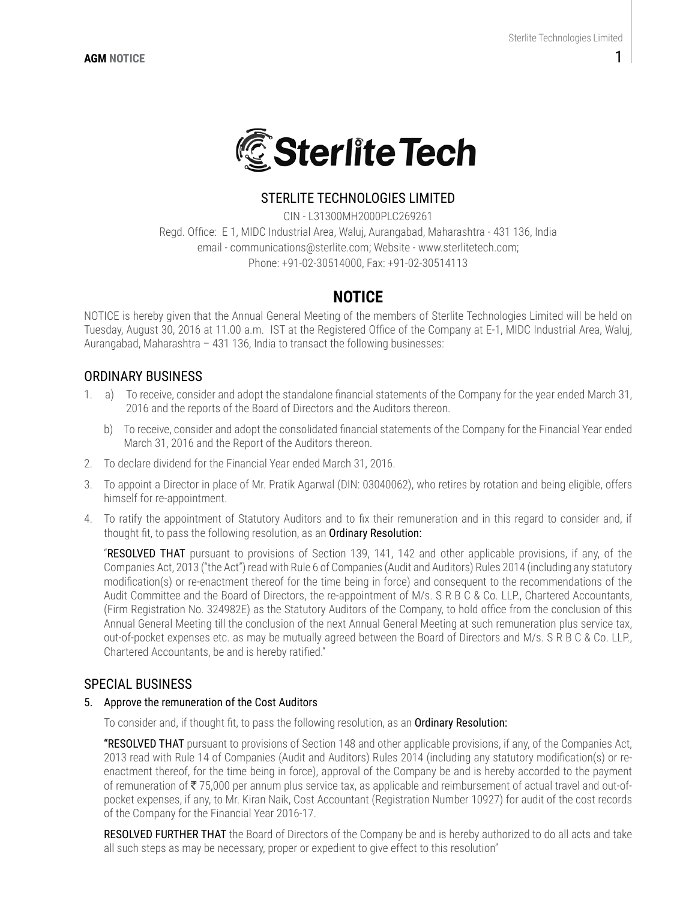# STERLITE TECHNOLOGIES LIMITED

CIN - L31300MH2000PLC269261

Regd. Office: E 1, MIDC Industrial Area, Waluj, Aurangabad, Maharashtra - 431 136, India

email - communications@sterlite.com; Website - www.sterlitetech.com;

Phone: +91-02-30514000, Fax: +91-02-30514113

# NOTICE

NOTICE is hereby given that the Annual General Meeting of the members of Sterlite Technologies Limited will be held on Tuesday, August 30, 2016 at 11.00 a.m. IST at the Registered Office of the Company at E-1, MIDC Industrial Area, Waluj, Aurangabad, Maharashtra – 431 136, India to transact the following businesses:

## ORDINARY BUSINESS

1. a) To receive, consider and adopt the standalone financial statements of the Company for the year ended March 31, 2016 and the reports of the Board of Directors and the Auditors thereon.

   b) To receive, consider and adopt the consolidated financial statements of the Company for the Financial Year ended March 31, 2016 and the Report of the Auditors thereon.

2. To declare dividend for the Financial Year ended March 31, 2016.

3. To appoint a Director in place of Mr. Pratik Agarwal (DIN: 03040062), who retires by rotation and being eligible, offers himself for re-appointment.

4. To ratify the appointment of Statutory Auditors and to fix their remuneration and in this regard to consider and, if thought fit, to pass the following resolution, as an **Ordinary Resolution:**

   "**RESOLVED THAT** pursuant to provisions of Section 139, 141, 142 and other applicable provisions, if any, of the Companies Act, 2013 ("the Act") read with Rule 6 of Companies (Audit and Auditors) Rules 2014 (including any statutory modification(s) or re-enactment thereof for the time being in force) and consequent to the recommendations of the Audit Committee and the Board of Directors, the re-appointment of M/s. S R B C & Co. LLP., Chartered Accountants, (Firm Registration No. 324982E) as the Statutory Auditors of the Company, to hold office from the conclusion of this Annual General Meeting till the conclusion of the next Annual General Meeting at such remuneration plus service tax, out-of-pocket expenses etc. as may be mutually agreed between the Board of Directors and M/s. S R B C & Co. LLP., Chartered Accountants, be and is hereby ratified."

## SPECIAL BUSINESS

5. **Approve the remuneration of the Cost Auditors**

   To consider and, if thought fit, to pass the following resolution, as an **Ordinary Resolution:**

   "**RESOLVED THAT** pursuant to provisions of Section 148 and other applicable provisions, if any, of the Companies Act, 2013 read with Rule 14 of Companies (Audit and Auditors) Rules 2014 (including any statutory modification(s) or re-enactment thereof, for the time being in force), approval of the Company be and is hereby accorded to the payment of remuneration of ₹ 75,000 per annum plus service tax, as applicable and reimbursement of actual travel and out-of-pocket expenses, if any, to Mr. Kiran Naik, Cost Accountant (Registration Number 10927) for audit of the cost records of the Company for the Financial Year 2016-17.

   **RESOLVED FURTHER THAT** the Board of Directors of the Company be and is hereby authorized to do all acts and take all such steps as may be necessary, proper or expedient to give effect to this resolution"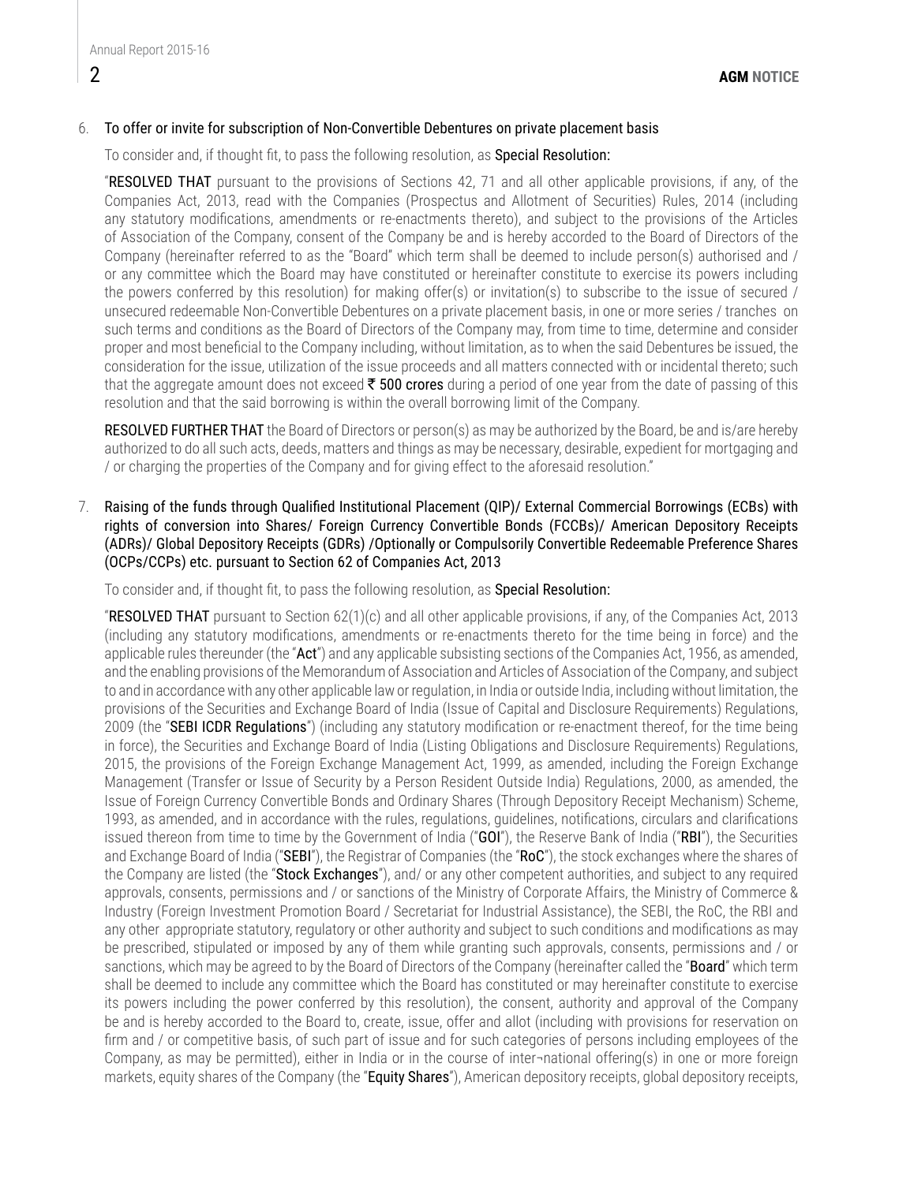6. To offer or invite for subscription of Non-Convertible Debentures on private placement basis

To consider and, if thought fit, to pass the following resolution, as **Special Resolution:**

"**RESOLVED THAT** pursuant to the provisions of Sections 42, 71 and all other applicable provisions, if any, of the Companies Act, 2013, read with the Companies (Prospectus and Allotment of Securities) Rules, 2014 (including any statutory modifications, amendments or re-enactments thereto), and subject to the provisions of the Articles of Association of the Company, consent of the Company be and is hereby accorded to the Board of Directors of the Company (hereinafter referred to as the "Board" which term shall be deemed to include person(s) authorised and / or any committee which the Board may have constituted or hereinafter constitute to exercise its powers including the powers conferred by this resolution) for making offer(s) or invitation(s) to subscribe to the issue of secured / unsecured redeemable Non-Convertible Debentures on a private placement basis, in one or more series / tranches on such terms and conditions as the Board of Directors of the Company may, from time to time, determine and consider proper and most beneficial to the Company including, without limitation, as to when the said Debentures be issued, the consideration for the issue, utilization of the issue proceeds and all matters connected with or incidental thereto; such that the aggregate amount does not exceed **₹ 500 crores** during a period of one year from the date of passing of this resolution and that the said borrowing is within the overall borrowing limit of the Company.

**RESOLVED FURTHER THAT** the Board of Directors or person(s) as may be authorized by the Board, be and is/are hereby authorized to do all such acts, deeds, matters and things as may be necessary, desirable, expedient for mortgaging and / or charging the properties of the Company and for giving effect to the aforesaid resolution."

7. Raising of the funds through Qualified Institutional Placement (QIP)/ External Commercial Borrowings (ECBs) with rights of conversion into Shares/ Foreign Currency Convertible Bonds (FCCBs)/ American Depository Receipts (ADRs)/ Global Depository Receipts (GDRs) /Optionally or Compulsorily Convertible Redeemable Preference Shares (OCPs/CCPs) etc. pursuant to Section 62 of Companies Act, 2013

To consider and, if thought fit, to pass the following resolution, as **Special Resolution:**

"**RESOLVED THAT** pursuant to Section 62(1)(c) and all other applicable provisions, if any, of the Companies Act, 2013 (including any statutory modifications, amendments or re-enactments thereto for the time being in force) and the applicable rules thereunder (the "**Act**") and any applicable subsisting sections of the Companies Act, 1956, as amended, and the enabling provisions of the Memorandum of Association and Articles of Association of the Company, and subject to and in accordance with any other applicable law or regulation, in India or outside India, including without limitation, the provisions of the Securities and Exchange Board of India (Issue of Capital and Disclosure Requirements) Regulations, 2009 (the "**SEBI ICDR Regulations**") (including any statutory modification or re-enactment thereof, for the time being in force), the Securities and Exchange Board of India (Listing Obligations and Disclosure Requirements) Regulations, 2015, the provisions of the Foreign Exchange Management Act, 1999, as amended, including the Foreign Exchange Management (Transfer or Issue of Security by a Person Resident Outside India) Regulations, 2000, as amended, the Issue of Foreign Currency Convertible Bonds and Ordinary Shares (Through Depository Receipt Mechanism) Scheme, 1993, as amended, and in accordance with the rules, regulations, guidelines, notifications, circulars and clarifications issued thereon from time to time by the Government of India ("**GOI**"), the Reserve Bank of India ("**RBI**"), the Securities and Exchange Board of India ("**SEBI**"), the Registrar of Companies (the "**RoC**"), the stock exchanges where the shares of the Company are listed (the "**Stock Exchanges**"), and/ or any other competent authorities, and subject to any required approvals, consents, permissions and / or sanctions of the Ministry of Corporate Affairs, the Ministry of Commerce & Industry (Foreign Investment Promotion Board / Secretariat for Industrial Assistance), the SEBI, the RoC, the RBI and any other appropriate statutory, regulatory or other authority and subject to such conditions and modifications as may be prescribed, stipulated or imposed by any of them while granting such approvals, consents, permissions and / or sanctions, which may be agreed to by the Board of Directors of the Company (hereinafter called the "**Board**" which term shall be deemed to include any committee which the Board has constituted or may hereinafter constitute to exercise its powers including the power conferred by this resolution), the consent, authority and approval of the Company be and is hereby accorded to the Board to, create, issue, offer and allot (including with provisions for reservation on firm and / or competitive basis, of such part of issue and for such categories of persons including employees of the Company, as may be permitted), either in India or in the course of inter¬national offering(s) in one or more foreign markets, equity shares of the Company (the "**Equity Shares**"), American depository receipts, global depository receipts,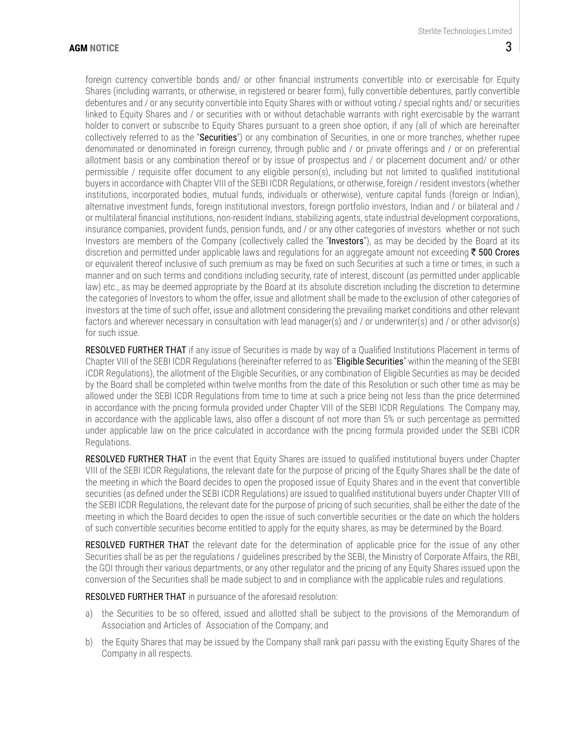foreign currency convertible bonds and/ or other financial instruments convertible into or exercisable for Equity Shares (including warrants, or otherwise, in registered or bearer form), fully convertible debentures, partly convertible debentures and / or any security convertible into Equity Shares with or without voting / special rights and/ or securities linked to Equity Shares and / or securities with or without detachable warrants with right exercisable by the warrant holder to convert or subscribe to Equity Shares pursuant to a green shoe option, if any (all of which are hereinafter collectively referred to as the "**Securities**") or any combination of Securities, in one or more tranches, whether rupee denominated or denominated in foreign currency, through public and / or private offerings and / or on preferential allotment basis or any combination thereof or by issue of prospectus and / or placement document and/ or other permissible / requisite offer document to any eligible person(s), including but not limited to qualified institutional buyers in accordance with Chapter VIII of the SEBI ICDR Regulations, or otherwise, foreign / resident investors (whether institutions, incorporated bodies, mutual funds, individuals or otherwise), venture capital funds (foreign or Indian), alternative investment funds, foreign institutional investors, foreign portfolio investors, Indian and / or bilateral and / or multilateral financial institutions, non-resident Indians, stabilizing agents, state industrial development corporations, insurance companies, provident funds, pension funds, and / or any other categories of investors whether or not such Investors are members of the Company (collectively called the "**Investors**"), as may be decided by the Board at its discretion and permitted under applicable laws and regulations for an aggregate amount not exceeding **₹ 500 Crores** or equivalent thereof inclusive of such premium as may be fixed on such Securities at such a time or times, in such a manner and on such terms and conditions including security, rate of interest, discount (as permitted under applicable law) etc., as may be deemed appropriate by the Board at its absolute discretion including the discretion to determine the categories of Investors to whom the offer, issue and allotment shall be made to the exclusion of other categories of Investors at the time of such offer, issue and allotment considering the prevailing market conditions and other relevant factors and wherever necessary in consultation with lead manager(s) and / or underwriter(s) and / or other advisor(s) for such issue.

**RESOLVED FURTHER THAT** if any issue of Securities is made by way of a Qualified Institutions Placement in terms of Chapter VIII of the SEBI ICDR Regulations (hereinafter referred to as "**Eligible Securities**" within the meaning of the SEBI ICDR Regulations), the allotment of the Eligible Securities, or any combination of Eligible Securities as may be decided by the Board shall be completed within twelve months from the date of this Resolution or such other time as may be allowed under the SEBI ICDR Regulations from time to time at such a price being not less than the price determined in accordance with the pricing formula provided under Chapter VIII of the SEBI ICDR Regulations. The Company may, in accordance with the applicable laws, also offer a discount of not more than 5% or such percentage as permitted under applicable law on the price calculated in accordance with the pricing formula provided under the SEBI ICDR Regulations.

**RESOLVED FURTHER THAT** in the event that Equity Shares are issued to qualified institutional buyers under Chapter VIII of the SEBI ICDR Regulations, the relevant date for the purpose of pricing of the Equity Shares shall be the date of the meeting in which the Board decides to open the proposed issue of Equity Shares and in the event that convertible securities (as defined under the SEBI ICDR Regulations) are issued to qualified institutional buyers under Chapter VIII of the SEBI ICDR Regulations, the relevant date for the purpose of pricing of such securities, shall be either the date of the meeting in which the Board decides to open the issue of such convertible securities or the date on which the holders of such convertible securities become entitled to apply for the equity shares, as may be determined by the Board.

**RESOLVED FURTHER THAT** the relevant date for the determination of applicable price for the issue of any other Securities shall be as per the regulations / guidelines prescribed by the SEBI, the Ministry of Corporate Affairs, the RBI, the GOI through their various departments, or any other regulator and the pricing of any Equity Shares issued upon the conversion of the Securities shall be made subject to and in compliance with the applicable rules and regulations.

**RESOLVED FURTHER THAT** in pursuance of the aforesaid resolution:

a) the Securities to be so offered, issued and allotted shall be subject to the provisions of the Memorandum of Association and Articles of Association of the Company; and

b) the Equity Shares that may be issued by the Company shall rank pari passu with the existing Equity Shares of the Company in all respects.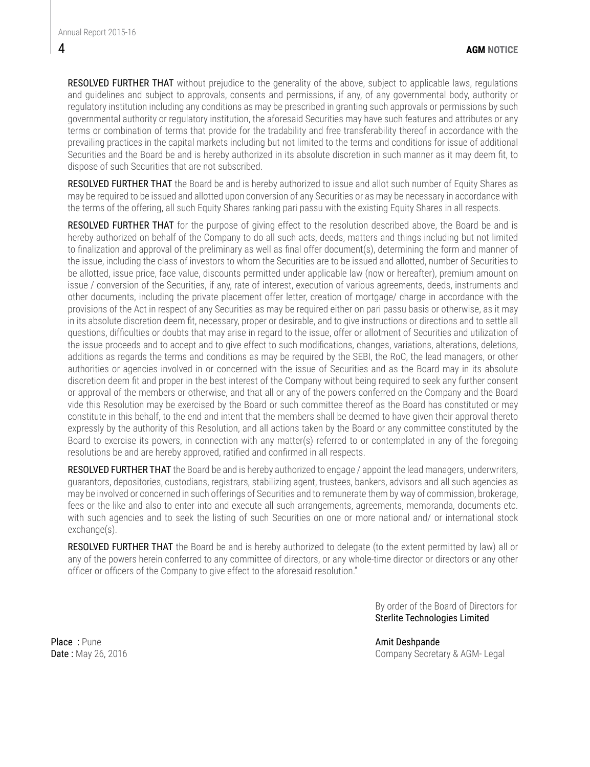**RESOLVED FURTHER THAT** without prejudice to the generality of the above, subject to applicable laws, regulations and guidelines and subject to approvals, consents and permissions, if any, of any governmental body, authority or regulatory institution including any conditions as may be prescribed in granting such approvals or permissions by such governmental authority or regulatory institution, the aforesaid Securities may have such features and attributes or any terms or combination of terms that provide for the tradability and free transferability thereof in accordance with the prevailing practices in the capital markets including but not limited to the terms and conditions for issue of additional Securities and the Board be and is hereby authorized in its absolute discretion in such manner as it may deem fit, to dispose of such Securities that are not subscribed.

**RESOLVED FURTHER THAT** the Board be and is hereby authorized to issue and allot such number of Equity Shares as may be required to be issued and allotted upon conversion of any Securities or as may be necessary in accordance with the terms of the offering, all such Equity Shares ranking pari passu with the existing Equity Shares in all respects.

**RESOLVED FURTHER THAT** for the purpose of giving effect to the resolution described above, the Board be and is hereby authorized on behalf of the Company to do all such acts, deeds, matters and things including but not limited to finalization and approval of the preliminary as well as final offer document(s), determining the form and manner of the issue, including the class of investors to whom the Securities are to be issued and allotted, number of Securities to be allotted, issue price, face value, discounts permitted under applicable law (now or hereafter), premium amount on issue / conversion of the Securities, if any, rate of interest, execution of various agreements, deeds, instruments and other documents, including the private placement offer letter, creation of mortgage/ charge in accordance with the provisions of the Act in respect of any Securities as may be required either on pari passu basis or otherwise, as it may in its absolute discretion deem fit, necessary, proper or desirable, and to give instructions or directions and to settle all questions, difficulties or doubts that may arise in regard to the issue, offer or allotment of Securities and utilization of the issue proceeds and to accept and to give effect to such modifications, changes, variations, alterations, deletions, additions as regards the terms and conditions as may be required by the SEBI, the RoC, the lead managers, or other authorities or agencies involved in or concerned with the issue of Securities and as the Board may in its absolute discretion deem fit and proper in the best interest of the Company without being required to seek any further consent or approval of the members or otherwise, and that all or any of the powers conferred on the Company and the Board vide this Resolution may be exercised by the Board or such committee thereof as the Board has constituted or may constitute in this behalf, to the end and intent that the members shall be deemed to have given their approval thereto expressly by the authority of this Resolution, and all actions taken by the Board or any committee constituted by the Board to exercise its powers, in connection with any matter(s) referred to or contemplated in any of the foregoing resolutions be and are hereby approved, ratified and confirmed in all respects.

**RESOLVED FURTHER THAT** the Board be and is hereby authorized to engage / appoint the lead managers, underwriters, guarantors, depositories, custodians, registrars, stabilizing agent, trustees, bankers, advisors and all such agencies as may be involved or concerned in such offerings of Securities and to remunerate them by way of commission, brokerage, fees or the like and also to enter into and execute all such arrangements, agreements, memoranda, documents etc. with such agencies and to seek the listing of such Securities on one or more national and/ or international stock exchange(s).

**RESOLVED FURTHER THAT** the Board be and is hereby authorized to delegate (to the extent permitted by law) all or any of the powers herein conferred to any committee of directors, or any whole-time director or directors or any other officer or officers of the Company to give effect to the aforesaid resolution."

By order of the Board of Directors for
**Sterlite Technologies Limited**

**Place** : Pune
**Date** : May 26, 2016

**Amit Deshpande**
Company Secretary & AGM- Legal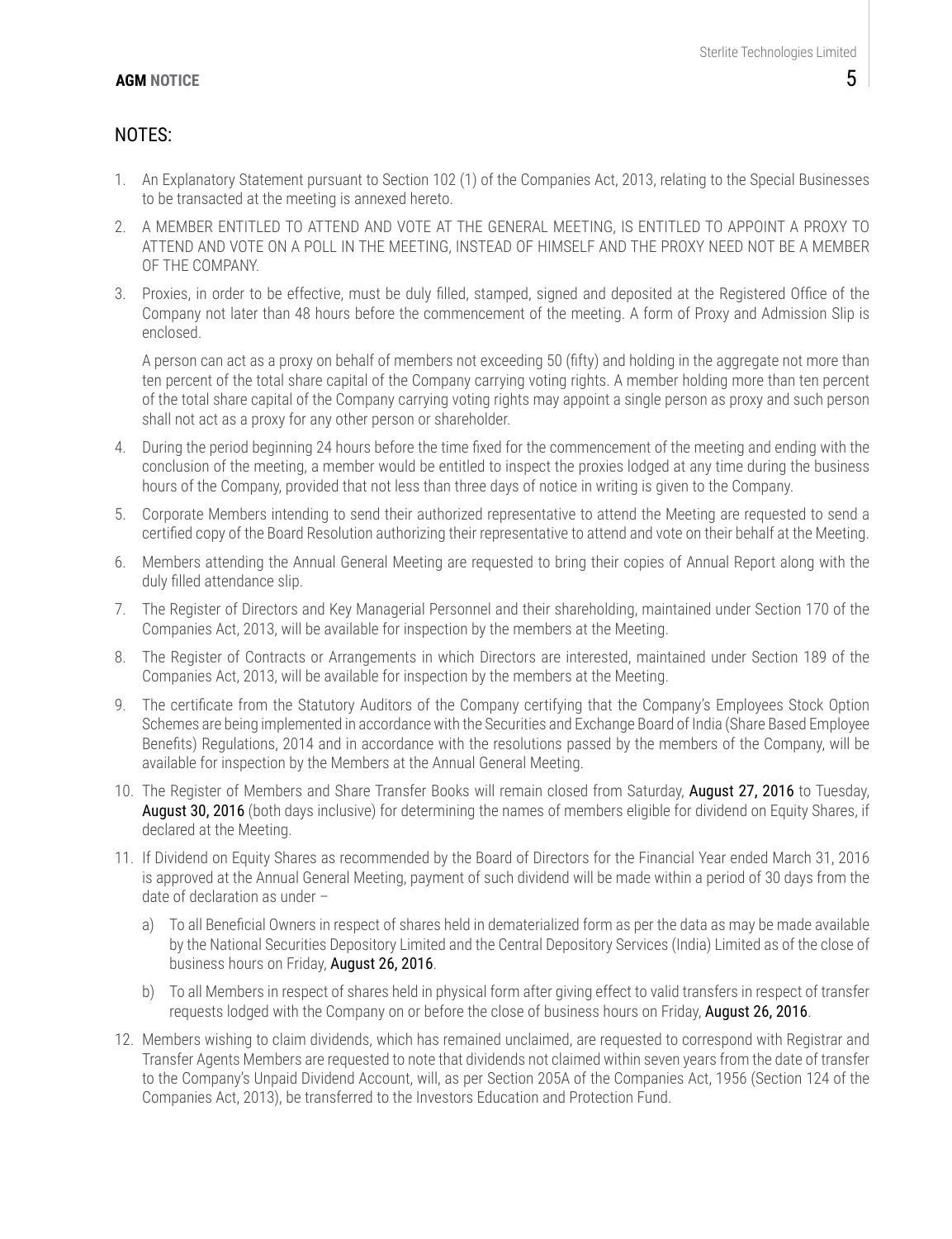## NOTES:

1. An Explanatory Statement pursuant to Section 102 (1) of the Companies Act, 2013, relating to the Special Businesses to be transacted at the meeting is annexed hereto.
2. A MEMBER ENTITLED TO ATTEND AND VOTE AT THE GENERAL MEETING, IS ENTITLED TO APPOINT A PROXY TO ATTEND AND VOTE ON A POLL IN THE MEETING, INSTEAD OF HIMSELF AND THE PROXY NEED NOT BE A MEMBER OF THE COMPANY.
3. Proxies, in order to be effective, must be duly filled, stamped, signed and deposited at the Registered Office of the Company not later than 48 hours before the commencement of the meeting. A form of Proxy and Admission Slip is enclosed.

   A person can act as a proxy on behalf of members not exceeding 50 (fifty) and holding in the aggregate not more than ten percent of the total share capital of the Company carrying voting rights. A member holding more than ten percent of the total share capital of the Company carrying voting rights may appoint a single person as proxy and such person shall not act as a proxy for any other person or shareholder.
4. During the period beginning 24 hours before the time fixed for the commencement of the meeting and ending with the conclusion of the meeting, a member would be entitled to inspect the proxies lodged at any time during the business hours of the Company, provided that not less than three days of notice in writing is given to the Company.
5. Corporate Members intending to send their authorized representative to attend the Meeting are requested to send a certified copy of the Board Resolution authorizing their representative to attend and vote on their behalf at the Meeting.
6. Members attending the Annual General Meeting are requested to bring their copies of Annual Report along with the duly filled attendance slip.
7. The Register of Directors and Key Managerial Personnel and their shareholding, maintained under Section 170 of the Companies Act, 2013, will be available for inspection by the members at the Meeting.
8. The Register of Contracts or Arrangements in which Directors are interested, maintained under Section 189 of the Companies Act, 2013, will be available for inspection by the members at the Meeting.
9. The certificate from the Statutory Auditors of the Company certifying that the Company's Employees Stock Option Schemes are being implemented in accordance with the Securities and Exchange Board of India (Share Based Employee Benefits) Regulations, 2014 and in accordance with the resolutions passed by the members of the Company, will be available for inspection by the Members at the Annual General Meeting.
10. The Register of Members and Share Transfer Books will remain closed from Saturday, **August 27, 2016** to Tuesday, **August 30, 2016** (both days inclusive) for determining the names of members eligible for dividend on Equity Shares, if declared at the Meeting.
11. If Dividend on Equity Shares as recommended by the Board of Directors for the Financial Year ended March 31, 2016 is approved at the Annual General Meeting, payment of such dividend will be made within a period of 30 days from the date of declaration as under –
    a) To all Beneficial Owners in respect of shares held in dematerialized form as per the data as may be made available by the National Securities Depository Limited and the Central Depository Services (India) Limited as of the close of business hours on Friday, **August 26, 2016**.
    b) To all Members in respect of shares held in physical form after giving effect to valid transfers in respect of transfer requests lodged with the Company on or before the close of business hours on Friday, **August 26, 2016**.
12. Members wishing to claim dividends, which has remained unclaimed, are requested to correspond with Registrar and Transfer Agents Members are requested to note that dividends not claimed within seven years from the date of transfer to the Company's Unpaid Dividend Account, will, as per Section 205A of the Companies Act, 1956 (Section 124 of the Companies Act, 2013), be transferred to the Investors Education and Protection Fund.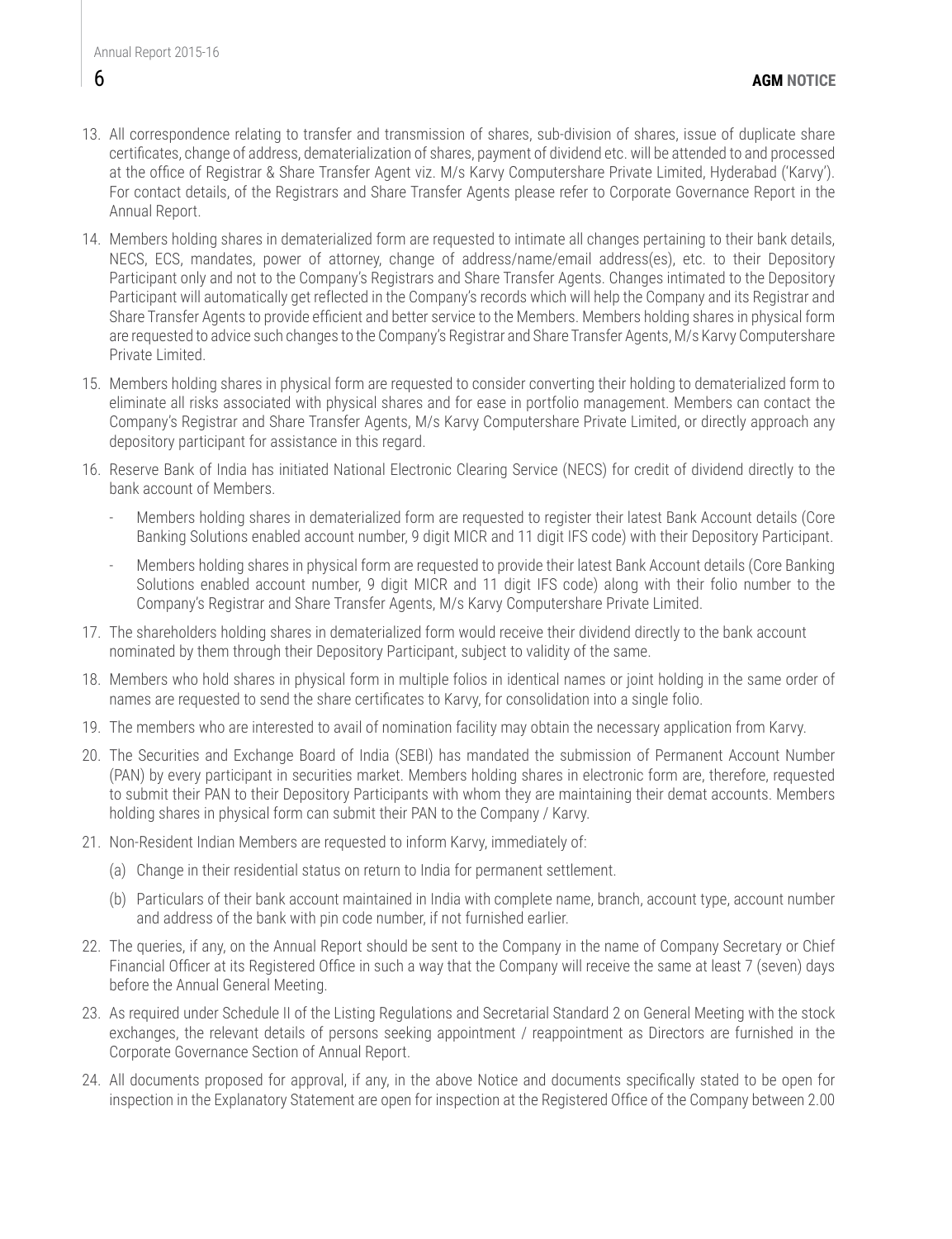13. All correspondence relating to transfer and transmission of shares, sub-division of shares, issue of duplicate share certificates, change of address, dematerialization of shares, payment of dividend etc. will be attended to and processed at the office of Registrar & Share Transfer Agent viz. M/s Karvy Computershare Private Limited, Hyderabad ('Karvy'). For contact details, of the Registrars and Share Transfer Agents please refer to Corporate Governance Report in the Annual Report.

14. Members holding shares in dematerialized form are requested to intimate all changes pertaining to their bank details, NECS, ECS, mandates, power of attorney, change of address/name/email address(es), etc. to their Depository Participant only and not to the Company's Registrars and Share Transfer Agents. Changes intimated to the Depository Participant will automatically get reflected in the Company's records which will help the Company and its Registrar and Share Transfer Agents to provide efficient and better service to the Members. Members holding shares in physical form are requested to advice such changes to the Company's Registrar and Share Transfer Agents, M/s Karvy Computershare Private Limited.

15. Members holding shares in physical form are requested to consider converting their holding to dematerialized form to eliminate all risks associated with physical shares and for ease in portfolio management. Members can contact the Company's Registrar and Share Transfer Agents, M/s Karvy Computershare Private Limited, or directly approach any depository participant for assistance in this regard.

16. Reserve Bank of India has initiated National Electronic Clearing Service (NECS) for credit of dividend directly to the bank account of Members.

    - Members holding shares in dematerialized form are requested to register their latest Bank Account details (Core Banking Solutions enabled account number, 9 digit MICR and 11 digit IFS code) with their Depository Participant.

    - Members holding shares in physical form are requested to provide their latest Bank Account details (Core Banking Solutions enabled account number, 9 digit MICR and 11 digit IFS code) along with their folio number to the Company's Registrar and Share Transfer Agents, M/s Karvy Computershare Private Limited.

17. The shareholders holding shares in dematerialized form would receive their dividend directly to the bank account nominated by them through their Depository Participant, subject to validity of the same.

18. Members who hold shares in physical form in multiple folios in identical names or joint holding in the same order of names are requested to send the share certificates to Karvy, for consolidation into a single folio.

19. The members who are interested to avail of nomination facility may obtain the necessary application from Karvy.

20. The Securities and Exchange Board of India (SEBI) has mandated the submission of Permanent Account Number (PAN) by every participant in securities market. Members holding shares in electronic form are, therefore, requested to submit their PAN to their Depository Participants with whom they are maintaining their demat accounts. Members holding shares in physical form can submit their PAN to the Company / Karvy.

21. Non-Resident Indian Members are requested to inform Karvy, immediately of:

    (a) Change in their residential status on return to India for permanent settlement.

    (b) Particulars of their bank account maintained in India with complete name, branch, account type, account number and address of the bank with pin code number, if not furnished earlier.

22. The queries, if any, on the Annual Report should be sent to the Company in the name of Company Secretary or Chief Financial Officer at its Registered Office in such a way that the Company will receive the same at least 7 (seven) days before the Annual General Meeting.

23. As required under Schedule II of the Listing Regulations and Secretarial Standard 2 on General Meeting with the stock exchanges, the relevant details of persons seeking appointment / reappointment as Directors are furnished in the Corporate Governance Section of Annual Report.

24. All documents proposed for approval, if any, in the above Notice and documents specifically stated to be open for inspection in the Explanatory Statement are open for inspection at the Registered Office of the Company between 2.00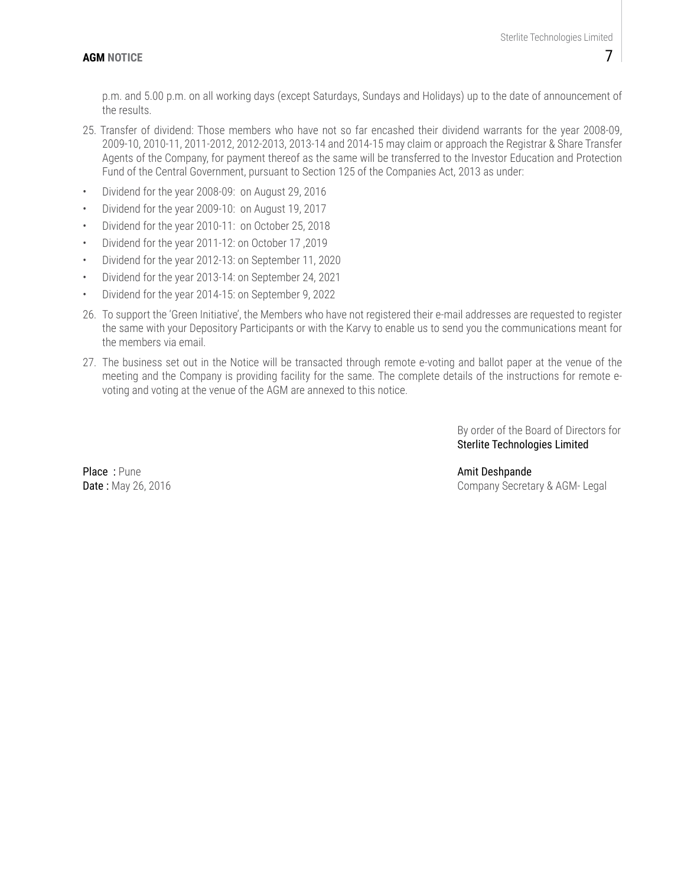p.m. and 5.00 p.m. on all working days (except Saturdays, Sundays and Holidays) up to the date of announcement of the results.

25. Transfer of dividend: Those members who have not so far encashed their dividend warrants for the year 2008-09, 2009-10, 2010-11, 2011-2012, 2012-2013, 2013-14 and 2014-15 may claim or approach the Registrar & Share Transfer Agents of the Company, for payment thereof as the same will be transferred to the Investor Education and Protection Fund of the Central Government, pursuant to Section 125 of the Companies Act, 2013 as under:

- Dividend for the year 2008-09: on August 29, 2016
- Dividend for the year 2009-10: on August 19, 2017
- Dividend for the year 2010-11: on October 25, 2018
- Dividend for the year 2011-12: on October 17 ,2019
- Dividend for the year 2012-13: on September 11, 2020
- Dividend for the year 2013-14: on September 24, 2021
- Dividend for the year 2014-15: on September 9, 2022

26. To support the 'Green Initiative', the Members who have not registered their e-mail addresses are requested to register the same with your Depository Participants or with the Karvy to enable us to send you the communications meant for the members via email.

27. The business set out in the Notice will be transacted through remote e-voting and ballot paper at the venue of the meeting and the Company is providing facility for the same. The complete details of the instructions for remote e-voting and voting at the venue of the AGM are annexed to this notice.

By order of the Board of Directors for
**Sterlite Technologies Limited**

**Place :** Pune
**Date :** May 26, 2016

**Amit Deshpande**
Company Secretary & AGM- Legal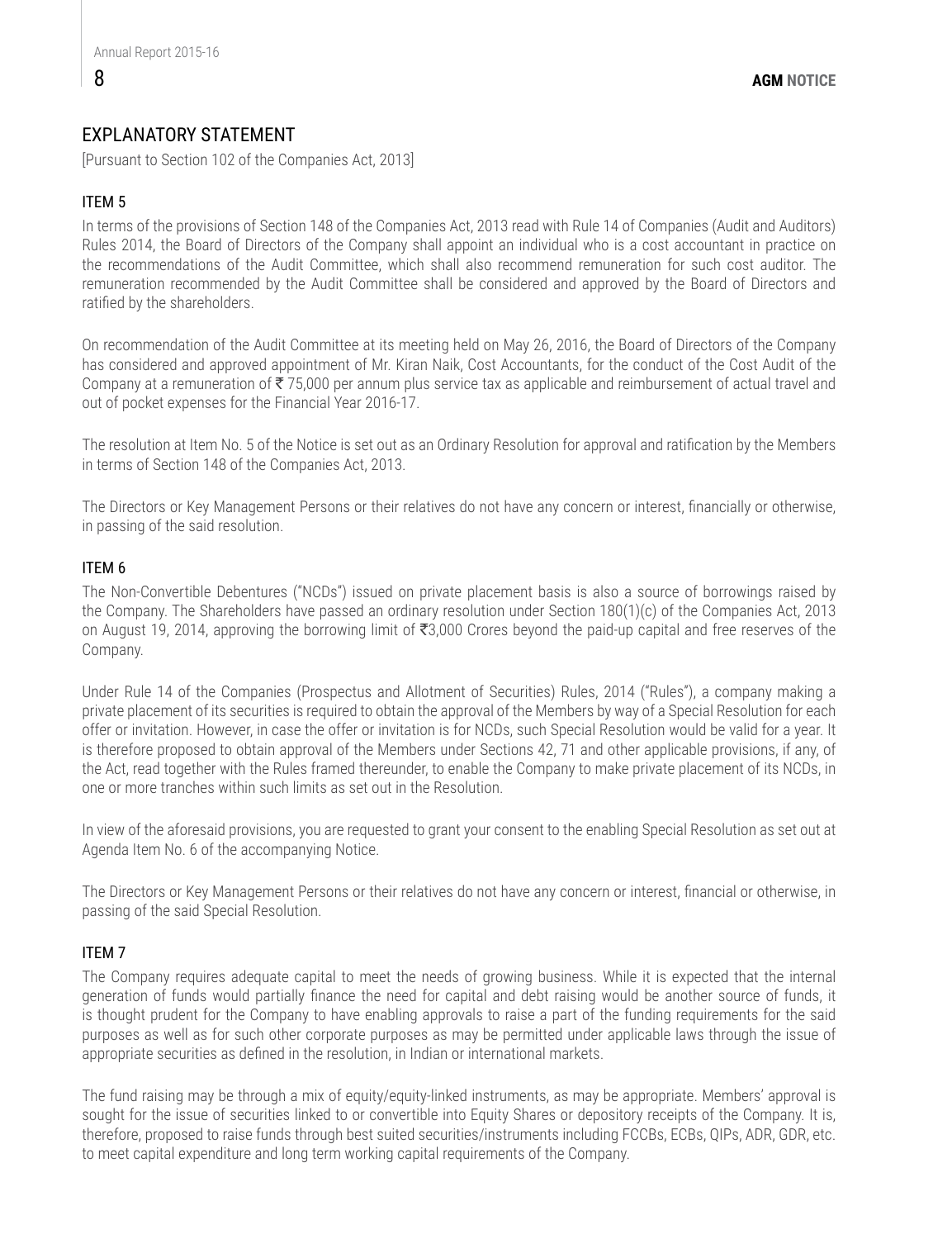# EXPLANATORY STATEMENT

[Pursuant to Section 102 of the Companies Act, 2013]

## ITEM 5

In terms of the provisions of Section 148 of the Companies Act, 2013 read with Rule 14 of Companies (Audit and Auditors) Rules 2014, the Board of Directors of the Company shall appoint an individual who is a cost accountant in practice on the recommendations of the Audit Committee, which shall also recommend remuneration for such cost auditor. The remuneration recommended by the Audit Committee shall be considered and approved by the Board of Directors and ratified by the shareholders.

On recommendation of the Audit Committee at its meeting held on May 26, 2016, the Board of Directors of the Company has considered and approved appointment of Mr. Kiran Naik, Cost Accountants, for the conduct of the Cost Audit of the Company at a remuneration of ₹ 75,000 per annum plus service tax as applicable and reimbursement of actual travel and out of pocket expenses for the Financial Year 2016-17.

The resolution at Item No. 5 of the Notice is set out as an Ordinary Resolution for approval and ratification by the Members in terms of Section 148 of the Companies Act, 2013.

The Directors or Key Management Persons or their relatives do not have any concern or interest, financially or otherwise, in passing of the said resolution.

## ITEM 6

The Non-Convertible Debentures ("NCDs") issued on private placement basis is also a source of borrowings raised by the Company. The Shareholders have passed an ordinary resolution under Section 180(1)(c) of the Companies Act, 2013 on August 19, 2014, approving the borrowing limit of ₹3,000 Crores beyond the paid-up capital and free reserves of the Company.

Under Rule 14 of the Companies (Prospectus and Allotment of Securities) Rules, 2014 ("Rules"), a company making a private placement of its securities is required to obtain the approval of the Members by way of a Special Resolution for each offer or invitation. However, in case the offer or invitation is for NCDs, such Special Resolution would be valid for a year. It is therefore proposed to obtain approval of the Members under Sections 42, 71 and other applicable provisions, if any, of the Act, read together with the Rules framed thereunder, to enable the Company to make private placement of its NCDs, in one or more tranches within such limits as set out in the Resolution.

In view of the aforesaid provisions, you are requested to grant your consent to the enabling Special Resolution as set out at Agenda Item No. 6 of the accompanying Notice.

The Directors or Key Management Persons or their relatives do not have any concern or interest, financial or otherwise, in passing of the said Special Resolution.

## ITEM 7

The Company requires adequate capital to meet the needs of growing business. While it is expected that the internal generation of funds would partially finance the need for capital and debt raising would be another source of funds, it is thought prudent for the Company to have enabling approvals to raise a part of the funding requirements for the said purposes as well as for such other corporate purposes as may be permitted under applicable laws through the issue of appropriate securities as defined in the resolution, in Indian or international markets.

The fund raising may be through a mix of equity/equity-linked instruments, as may be appropriate. Members' approval is sought for the issue of securities linked to or convertible into Equity Shares or depository receipts of the Company. It is, therefore, proposed to raise funds through best suited securities/instruments including FCCBs, ECBs, QIPs, ADR, GDR, etc. to meet capital expenditure and long term working capital requirements of the Company.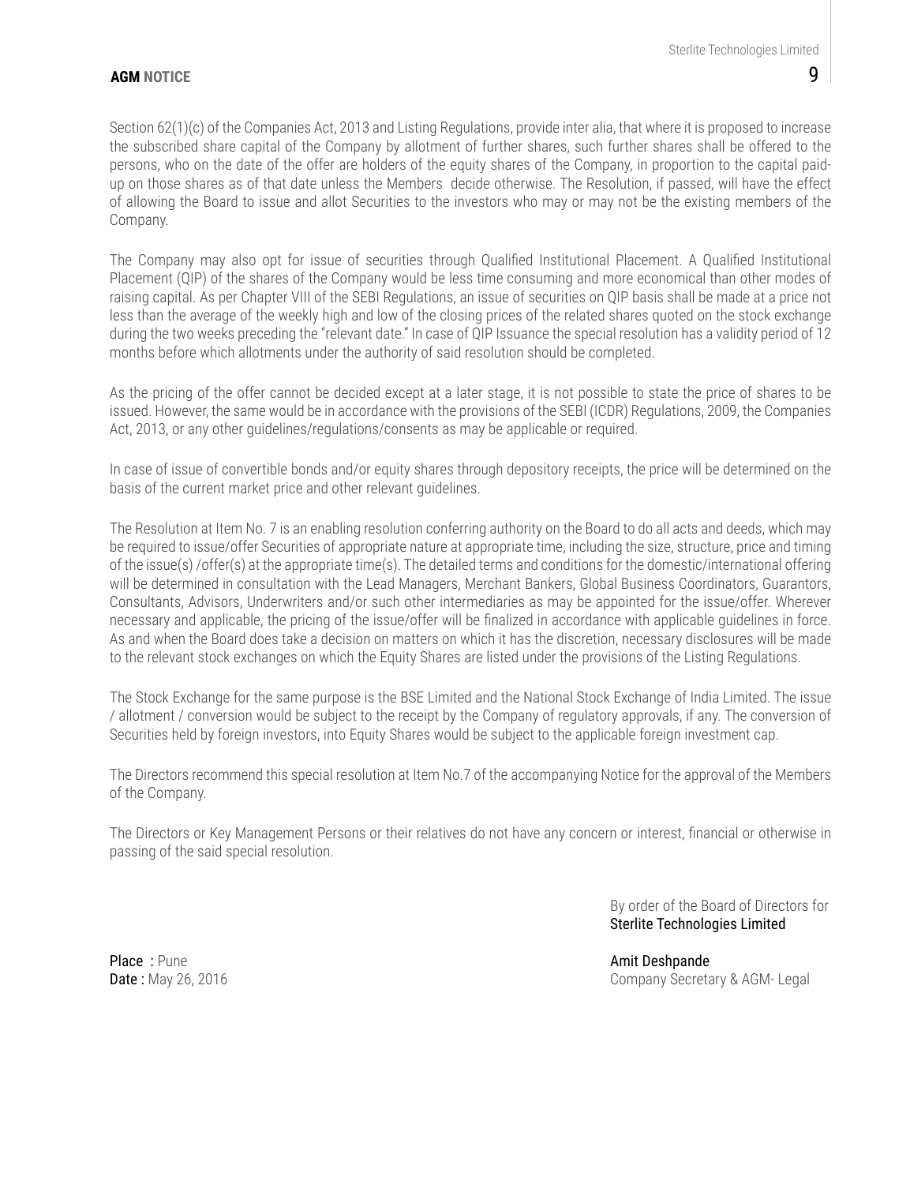Section 62(1)(c) of the Companies Act, 2013 and Listing Regulations, provide inter alia, that where it is proposed to increase the subscribed share capital of the Company by allotment of further shares, such further shares shall be offered to the persons, who on the date of the offer are holders of the equity shares of the Company, in proportion to the capital paid-up on those shares as of that date unless the Members decide otherwise. The Resolution, if passed, will have the effect of allowing the Board to issue and allot Securities to the investors who may or may not be the existing members of the Company.

The Company may also opt for issue of securities through Qualified Institutional Placement. A Qualified Institutional Placement (QIP) of the shares of the Company would be less time consuming and more economical than other modes of raising capital. As per Chapter VIII of the SEBI Regulations, an issue of securities on QIP basis shall be made at a price not less than the average of the weekly high and low of the closing prices of the related shares quoted on the stock exchange during the two weeks preceding the "relevant date." In case of QIP Issuance the special resolution has a validity period of 12 months before which allotments under the authority of said resolution should be completed.

As the pricing of the offer cannot be decided except at a later stage, it is not possible to state the price of shares to be issued. However, the same would be in accordance with the provisions of the SEBI (ICDR) Regulations, 2009, the Companies Act, 2013, or any other guidelines/regulations/consents as may be applicable or required.

In case of issue of convertible bonds and/or equity shares through depository receipts, the price will be determined on the basis of the current market price and other relevant guidelines.

The Resolution at Item No. 7 is an enabling resolution conferring authority on the Board to do all acts and deeds, which may be required to issue/offer Securities of appropriate nature at appropriate time, including the size, structure, price and timing of the issue(s) /offer(s) at the appropriate time(s). The detailed terms and conditions for the domestic/international offering will be determined in consultation with the Lead Managers, Merchant Bankers, Global Business Coordinators, Guarantors, Consultants, Advisors, Underwriters and/or such other intermediaries as may be appointed for the issue/offer. Wherever necessary and applicable, the pricing of the issue/offer will be finalized in accordance with applicable guidelines in force. As and when the Board does take a decision on matters on which it has the discretion, necessary disclosures will be made to the relevant stock exchanges on which the Equity Shares are listed under the provisions of the Listing Regulations.

The Stock Exchange for the same purpose is the BSE Limited and the National Stock Exchange of India Limited. The issue / allotment / conversion would be subject to the receipt by the Company of regulatory approvals, if any. The conversion of Securities held by foreign investors, into Equity Shares would be subject to the applicable foreign investment cap.

The Directors recommend this special resolution at Item No.7 of the accompanying Notice for the approval of the Members of the Company.

The Directors or Key Management Persons or their relatives do not have any concern or interest, financial or otherwise in passing of the said special resolution.

By order of the Board of Directors for
**Sterlite Technologies Limited**

**Place :** Pune
**Date :** May 26, 2016

**Amit Deshpande**
Company Secretary & AGM- Legal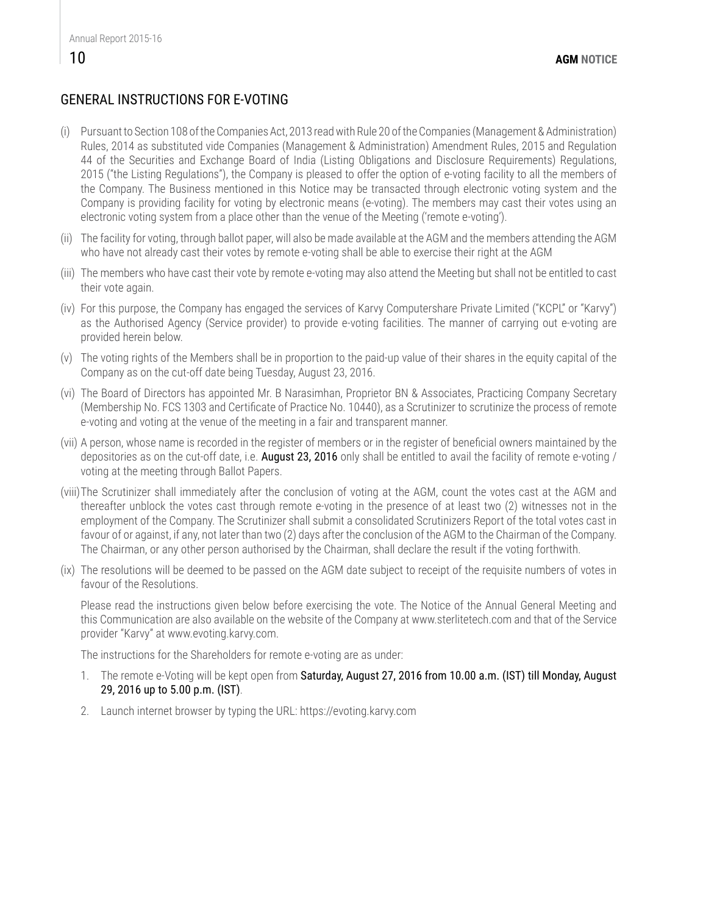## GENERAL INSTRUCTIONS FOR E-VOTING

(i) Pursuant to Section 108 of the Companies Act, 2013 read with Rule 20 of the Companies (Management & Administration) Rules, 2014 as substituted vide Companies (Management & Administration) Amendment Rules, 2015 and Regulation 44 of the Securities and Exchange Board of India (Listing Obligations and Disclosure Requirements) Regulations, 2015 ("the Listing Regulations"), the Company is pleased to offer the option of e-voting facility to all the members of the Company. The Business mentioned in this Notice may be transacted through electronic voting system and the Company is providing facility for voting by electronic means (e-voting). The members may cast their votes using an electronic voting system from a place other than the venue of the Meeting ('remote e-voting').

(ii) The facility for voting, through ballot paper, will also be made available at the AGM and the members attending the AGM who have not already cast their votes by remote e-voting shall be able to exercise their right at the AGM

(iii) The members who have cast their vote by remote e-voting may also attend the Meeting but shall not be entitled to cast their vote again.

(iv) For this purpose, the Company has engaged the services of Karvy Computershare Private Limited ("KCPL" or "Karvy") as the Authorised Agency (Service provider) to provide e-voting facilities. The manner of carrying out e-voting are provided herein below.

(v) The voting rights of the Members shall be in proportion to the paid-up value of their shares in the equity capital of the Company as on the cut-off date being Tuesday, August 23, 2016.

(vi) The Board of Directors has appointed Mr. B Narasimhan, Proprietor BN & Associates, Practicing Company Secretary (Membership No. FCS 1303 and Certificate of Practice No. 10440), as a Scrutinizer to scrutinize the process of remote e-voting and voting at the venue of the meeting in a fair and transparent manner.

(vii) A person, whose name is recorded in the register of members or in the register of beneficial owners maintained by the depositories as on the cut-off date, i.e. **August 23, 2016** only shall be entitled to avail the facility of remote e-voting / voting at the meeting through Ballot Papers.

(viii) The Scrutinizer shall immediately after the conclusion of voting at the AGM, count the votes cast at the AGM and thereafter unblock the votes cast through remote e-voting in the presence of at least two (2) witnesses not in the employment of the Company. The Scrutinizer shall submit a consolidated Scrutinizers Report of the total votes cast in favour of or against, if any, not later than two (2) days after the conclusion of the AGM to the Chairman of the Company. The Chairman, or any other person authorised by the Chairman, shall declare the result if the voting forthwith.

(ix) The resolutions will be deemed to be passed on the AGM date subject to receipt of the requisite numbers of votes in favour of the Resolutions.

Please read the instructions given below before exercising the vote. The Notice of the Annual General Meeting and this Communication are also available on the website of the Company at www.sterlitetech.com and that of the Service provider "Karvy" at www.evoting.karvy.com.

The instructions for the Shareholders for remote e-voting are as under:

1. The remote e-Voting will be kept open from **Saturday, August 27, 2016 from 10.00 a.m. (IST) till Monday, August 29, 2016 up to 5.00 p.m. (IST)**.
2. Launch internet browser by typing the URL: https://evoting.karvy.com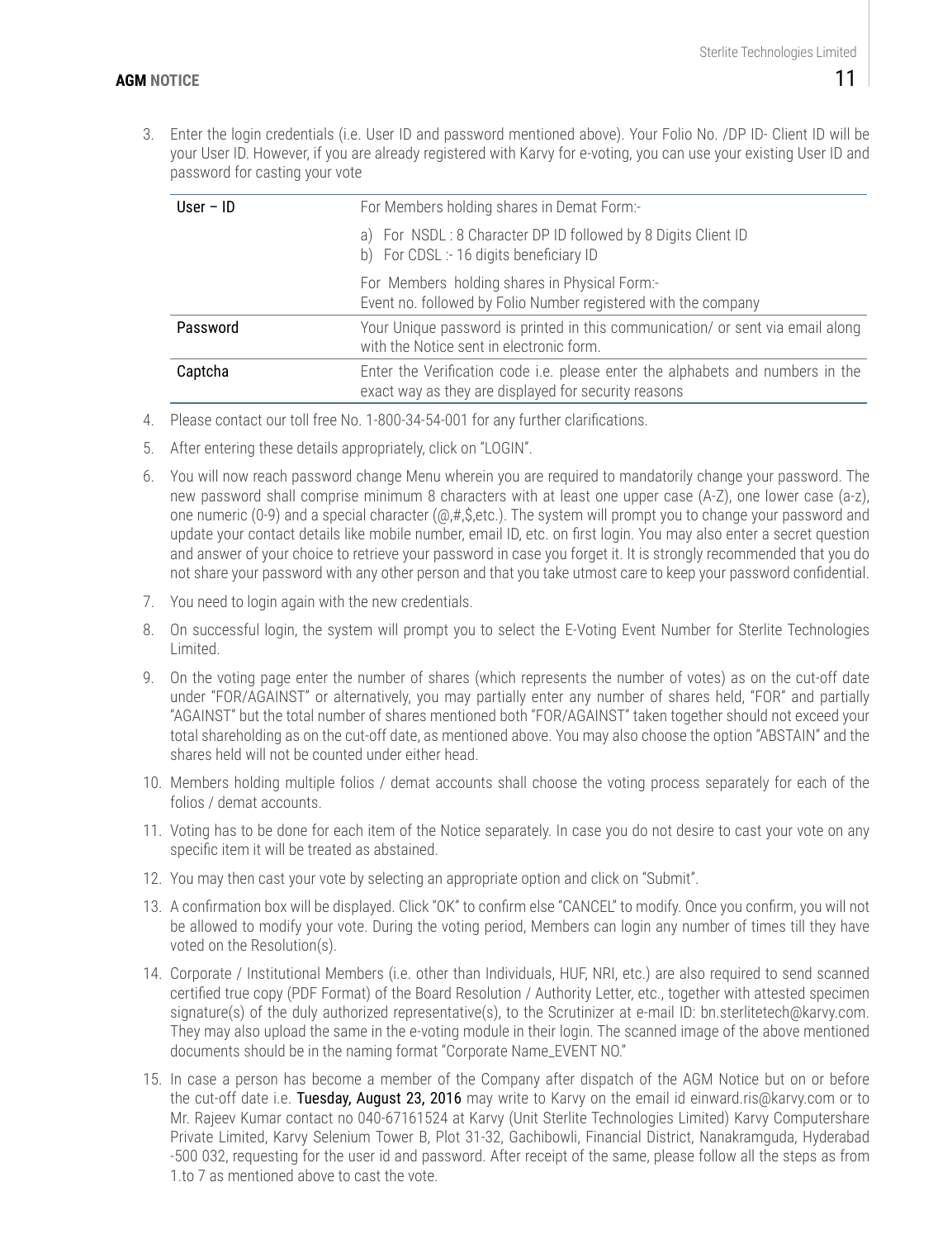3. Enter the login credentials (i.e. User ID and password mentioned above). Your Folio No. /DP ID- Client ID will be your User ID. However, if you are already registered with Karvy for e-voting, you can use your existing User ID and password for casting your vote

| | |
|---|---|
| User – ID | For Members holding shares in Demat Form:-<br>a) For NSDL : 8 Character DP ID followed by 8 Digits Client ID<br>b) For CDSL :- 16 digits beneficiary ID<br>For Members holding shares in Physical Form:-<br>Event no. followed by Folio Number registered with the company |
| Password | Your Unique password is printed in this communication/ or sent via email along with the Notice sent in electronic form. |
| Captcha | Enter the Verification code i.e. please enter the alphabets and numbers in the exact way as they are displayed for security reasons |

4. Please contact our toll free No. 1-800-34-54-001 for any further clarifications.

5. After entering these details appropriately, click on "LOGIN".

6. You will now reach password change Menu wherein you are required to mandatorily change your password. The new password shall comprise minimum 8 characters with at least one upper case (A-Z), one lower case (a-z), one numeric (0-9) and a special character (@,#,$,etc.). The system will prompt you to change your password and update your contact details like mobile number, email ID, etc. on first login. You may also enter a secret question and answer of your choice to retrieve your password in case you forget it. It is strongly recommended that you do not share your password with any other person and that you take utmost care to keep your password confidential.

7. You need to login again with the new credentials.

8. On successful login, the system will prompt you to select the E-Voting Event Number for Sterlite Technologies Limited.

9. On the voting page enter the number of shares (which represents the number of votes) as on the cut-off date under "FOR/AGAINST" or alternatively, you may partially enter any number of shares held, "FOR" and partially "AGAINST" but the total number of shares mentioned both "FOR/AGAINST" taken together should not exceed your total shareholding as on the cut-off date, as mentioned above. You may also choose the option "ABSTAIN" and the shares held will not be counted under either head.

10. Members holding multiple folios / demat accounts shall choose the voting process separately for each of the folios / demat accounts.

11. Voting has to be done for each item of the Notice separately. In case you do not desire to cast your vote on any specific item it will be treated as abstained.

12. You may then cast your vote by selecting an appropriate option and click on "Submit".

13. A confirmation box will be displayed. Click "OK" to confirm else "CANCEL" to modify. Once you confirm, you will not be allowed to modify your vote. During the voting period, Members can login any number of times till they have voted on the Resolution(s).

14. Corporate / Institutional Members (i.e. other than Individuals, HUF, NRI, etc.) are also required to send scanned certified true copy (PDF Format) of the Board Resolution / Authority Letter, etc., together with attested specimen signature(s) of the duly authorized representative(s), to the Scrutinizer at e-mail ID: bn.sterlitetech@karvy.com. They may also upload the same in the e-voting module in their login. The scanned image of the above mentioned documents should be in the naming format "Corporate Name_EVENT NO."

15. In case a person has become a member of the Company after dispatch of the AGM Notice but on or before the cut-off date i.e. Tuesday, August 23, 2016 may write to Karvy on the email id einward.ris@karvy.com or to Mr. Rajeev Kumar contact no 040-67161524 at Karvy (Unit Sterlite Technologies Limited) Karvy Computershare Private Limited, Karvy Selenium Tower B, Plot 31-32, Gachibowli, Financial District, Nanakramguda, Hyderabad -500 032, requesting for the user id and password. After receipt of the same, please follow all the steps as from 1.to 7 as mentioned above to cast the vote.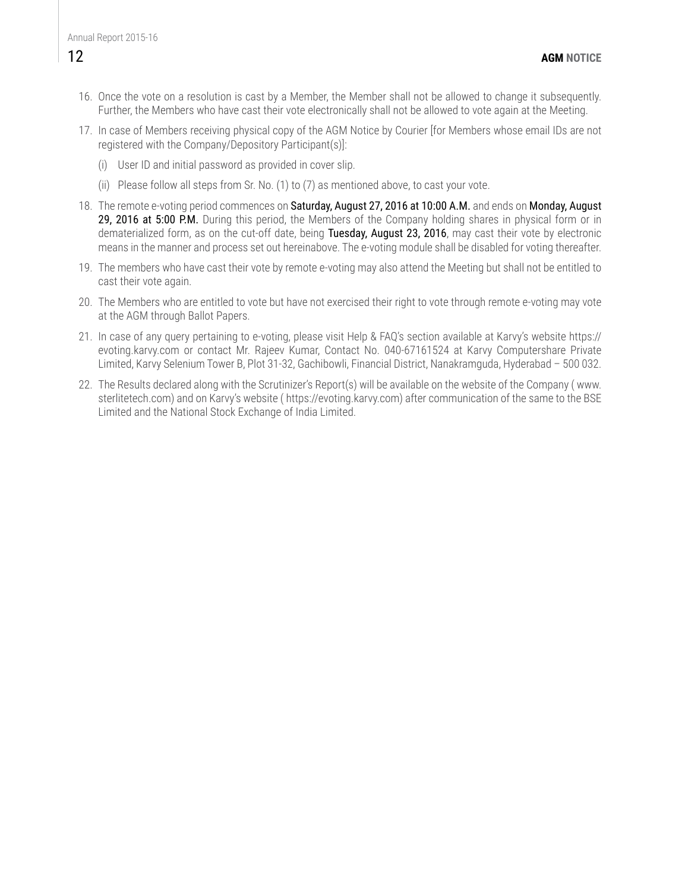16. Once the vote on a resolution is cast by a Member, the Member shall not be allowed to change it subsequently. Further, the Members who have cast their vote electronically shall not be allowed to vote again at the Meeting.

17. In case of Members receiving physical copy of the AGM Notice by Courier [for Members whose email IDs are not registered with the Company/Depository Participant(s)]:

    (i) User ID and initial password as provided in cover slip.

    (ii) Please follow all steps from Sr. No. (1) to (7) as mentioned above, to cast your vote.

18. The remote e-voting period commences on **Saturday, August 27, 2016 at 10:00 A.M.** and ends on **Monday, August 29, 2016 at 5:00 P.M.** During this period, the Members of the Company holding shares in physical form or in dematerialized form, as on the cut-off date, being **Tuesday, August 23, 2016**, may cast their vote by electronic means in the manner and process set out hereinabove. The e-voting module shall be disabled for voting thereafter.

19. The members who have cast their vote by remote e-voting may also attend the Meeting but shall not be entitled to cast their vote again.

20. The Members who are entitled to vote but have not exercised their right to vote through remote e-voting may vote at the AGM through Ballot Papers.

21. In case of any query pertaining to e-voting, please visit Help & FAQ's section available at Karvy's website https://evoting.karvy.com or contact Mr. Rajeev Kumar, Contact No. 040-67161524 at Karvy Computershare Private Limited, Karvy Selenium Tower B, Plot 31-32, Gachibowli, Financial District, Nanakramguda, Hyderabad – 500 032.

22. The Results declared along with the Scrutinizer's Report(s) will be available on the website of the Company ( www.sterlitetech.com) and on Karvy's website ( https://evoting.karvy.com) after communication of the same to the BSE Limited and the National Stock Exchange of India Limited.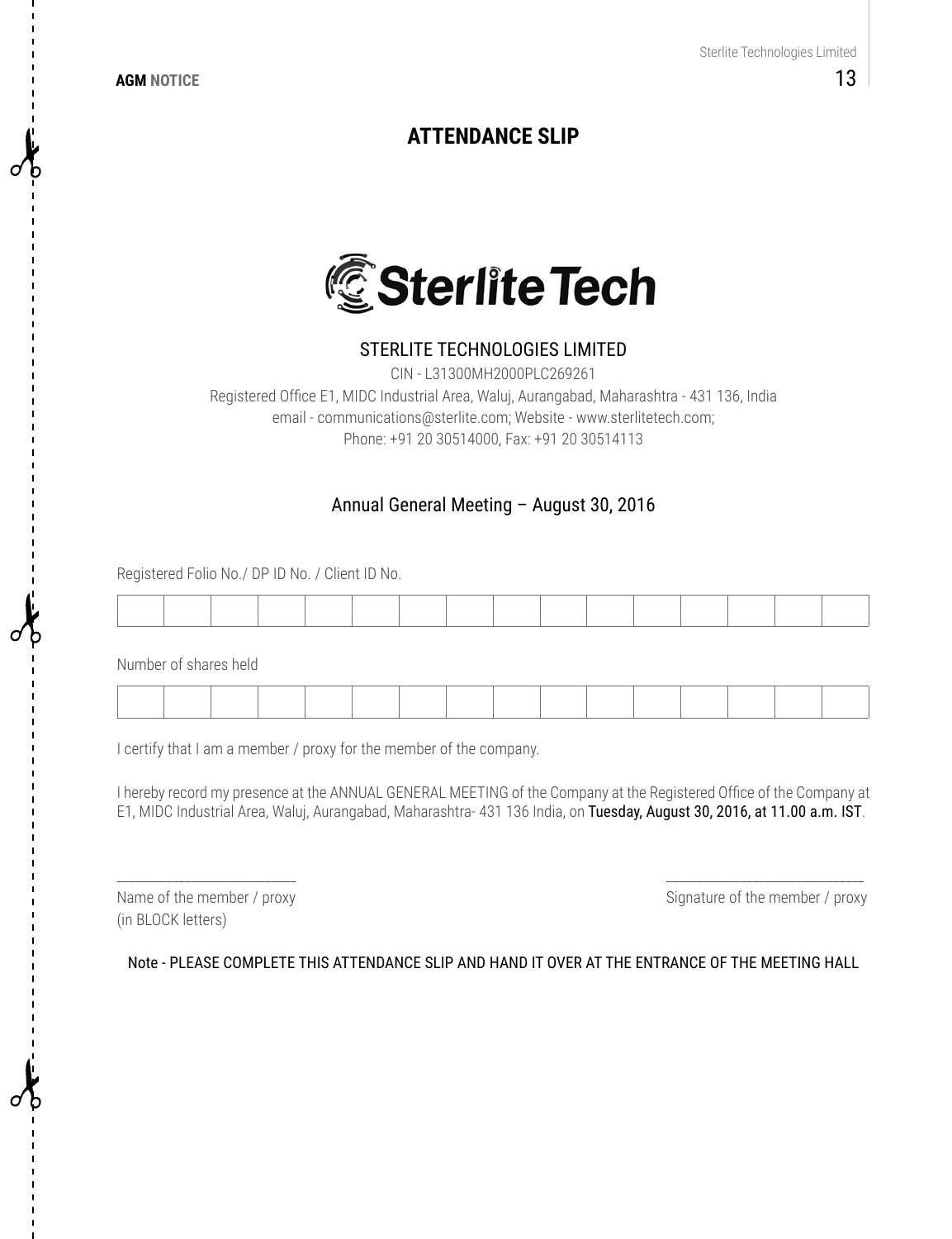# ATTENDANCE SLIP

## STERLITE TECHNOLOGIES LIMITED

CIN - L31300MH2000PLC269261

Registered Office E1, MIDC Industrial Area, Waluj, Aurangabad, Maharashtra - 431 136, India

email - communications@sterlite.com; Website - www.sterlitetech.com;

Phone: +91 20 30514000, Fax: +91 20 30514113

### Annual General Meeting – August 30, 2016

Registered Folio No./ DP ID No. / Client ID No.

| | | | | | | | | | | | | | | | |
|---|---|---|---|---|---|---|---|---|---|---|---|---|---|---|---|
| | | | | | | | | | | | | | | | |

Number of shares held

| | | | | | | | | | | | | | | | |
|---|---|---|---|---|---|---|---|---|---|---|---|---|---|---|---|
| | | | | | | | | | | | | | | | |

I certify that I am a member / proxy for the member of the company.

I hereby record my presence at the ANNUAL GENERAL MEETING of the Company at the Registered Office of the Company at E1, MIDC Industrial Area, Waluj, Aurangabad, Maharashtra- 431 136 India, on **Tuesday, August 30, 2016, at 11.00 a.m. IST**.

_________________________ &nbsp;&nbsp;&nbsp;&nbsp;&nbsp;&nbsp;&nbsp;&nbsp;&nbsp;&nbsp;&nbsp;&nbsp;&nbsp;&nbsp;&nbsp;&nbsp;&nbsp;&nbsp;&nbsp;&nbsp; ___________________________

Name of the member / proxy (in BLOCK letters) &nbsp;&nbsp;&nbsp;&nbsp;&nbsp;&nbsp;&nbsp;&nbsp;&nbsp;&nbsp; Signature of the member / proxy

Note - PLEASE COMPLETE THIS ATTENDANCE SLIP AND HAND IT OVER AT THE ENTRANCE OF THE MEETING HALL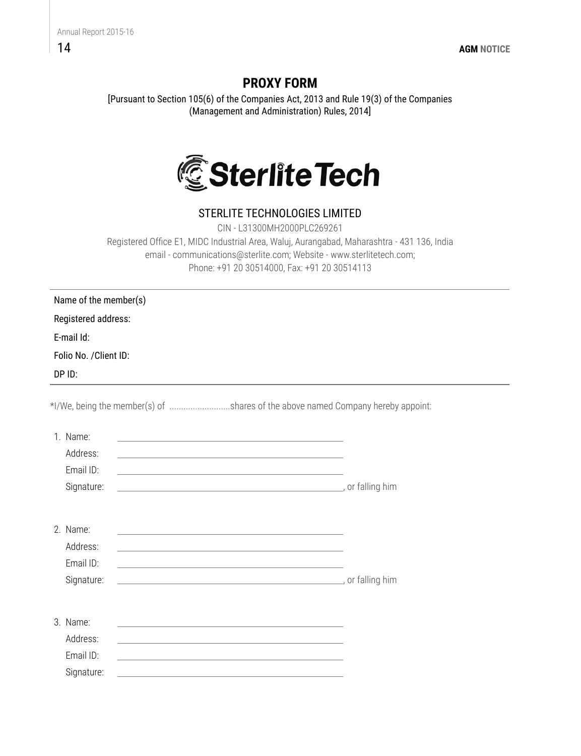# PROXY FORM

[Pursuant to Section 105(6) of the Companies Act, 2013 and Rule 19(3) of the Companies (Management and Administration) Rules, 2014]

SterliteTech

## STERLITE TECHNOLOGIES LIMITED

CIN - L31300MH2000PLC269261

Registered Office E1, MIDC Industrial Area, Waluj, Aurangabad, Maharashtra - 431 136, India

email - communications@sterlite.com; Website - www.sterlitetech.com;

Phone: +91 20 30514000, Fax: +91 20 30514113

Name of the member(s)

Registered address:

E-mail Id:

Folio No. /Client ID:

DP ID:

*I/We, being the member(s) of ..........................shares of the above named Company hereby appoint:

1. Name: ______________________________
   Address: ______________________________
   Email ID: ______________________________
   Signature: ______________________________, or falling him

2. Name: ______________________________
   Address: ______________________________
   Email ID: ______________________________
   Signature: ______________________________, or falling him

3. Name: ______________________________
   Address: ______________________________
   Email ID: ______________________________
   Signature: ______________________________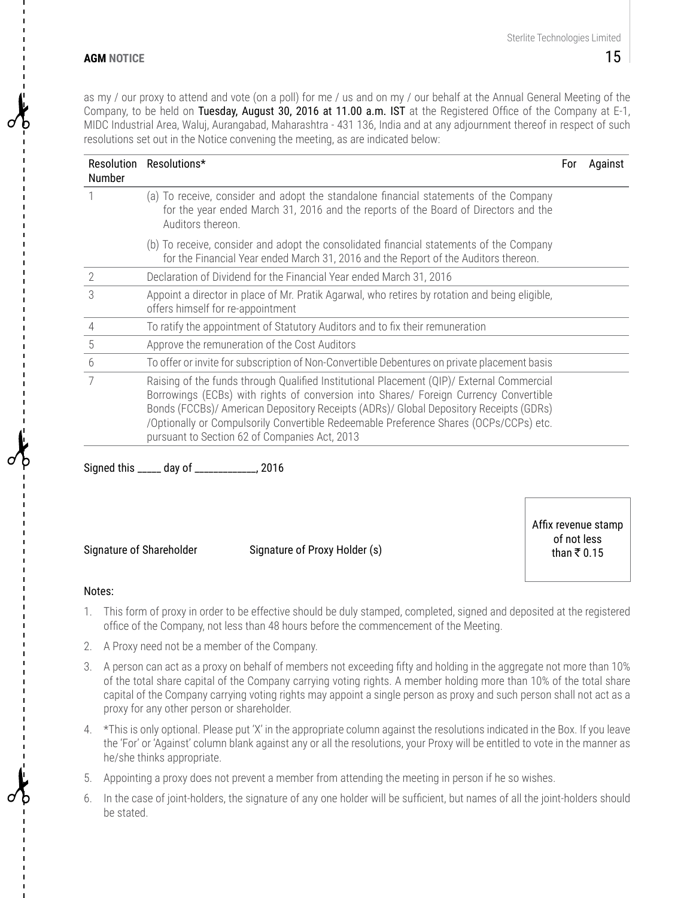as my / our proxy to attend and vote (on a poll) for me / us and on my / our behalf at the Annual General Meeting of the Company, to be held on **Tuesday, August 30, 2016 at 11.00 a.m. IST** at the Registered Office of the Company at E-1, MIDC Industrial Area, Waluj, Aurangabad, Maharashtra - 431 136, India and at any adjournment thereof in respect of such resolutions set out in the Notice convening the meeting, as are indicated below:

| Resolution Number | Resolutions* | For | Against |
|---|---|---|---|
| 1 | (a) To receive, consider and adopt the standalone financial statements of the Company for the year ended March 31, 2016 and the reports of the Board of Directors and the Auditors thereon. | | |
| | (b) To receive, consider and adopt the consolidated financial statements of the Company for the Financial Year ended March 31, 2016 and the Report of the Auditors thereon. | | |
| 2 | Declaration of Dividend for the Financial Year ended March 31, 2016 | | |
| 3 | Appoint a director in place of Mr. Pratik Agarwal, who retires by rotation and being eligible, offers himself for re-appointment | | |
| 4 | To ratify the appointment of Statutory Auditors and to fix their remuneration | | |
| 5 | Approve the remuneration of the Cost Auditors | | |
| 6 | To offer or invite for subscription of Non-Convertible Debentures on private placement basis | | |
| 7 | Raising of the funds through Qualified Institutional Placement (QIP)/ External Commercial Borrowings (ECBs) with rights of conversion into Shares/ Foreign Currency Convertible Bonds (FCCBs)/ American Depository Receipts (ADRs)/ Global Depository Receipts (GDRs) /Optionally or Compulsorily Convertible Redeemable Preference Shares (OCPs/CCPs) etc. pursuant to Section 62 of Companies Act, 2013 | | |

Signed this _____ day of _____________, 2016

Signature of Shareholder    Signature of Proxy Holder (s)

Affix revenue stamp of not less than ₹ 0.15

Notes:

1. This form of proxy in order to be effective should be duly stamped, completed, signed and deposited at the registered office of the Company, not less than 48 hours before the commencement of the Meeting.
2. A Proxy need not be a member of the Company.
3. A person can act as a proxy on behalf of members not exceeding fifty and holding in the aggregate not more than 10% of the total share capital of the Company carrying voting rights. A member holding more than 10% of the total share capital of the Company carrying voting rights may appoint a single person as proxy and such person shall not act as a proxy for any other person or shareholder.
4. *This is only optional. Please put 'X' in the appropriate column against the resolutions indicated in the Box. If you leave the 'For' or 'Against' column blank against any or all the resolutions, your Proxy will be entitled to vote in the manner as he/she thinks appropriate.
5. Appointing a proxy does not prevent a member from attending the meeting in person if he so wishes.
6. In the case of joint-holders, the signature of any one holder will be sufficient, but names of all the joint-holders should be stated.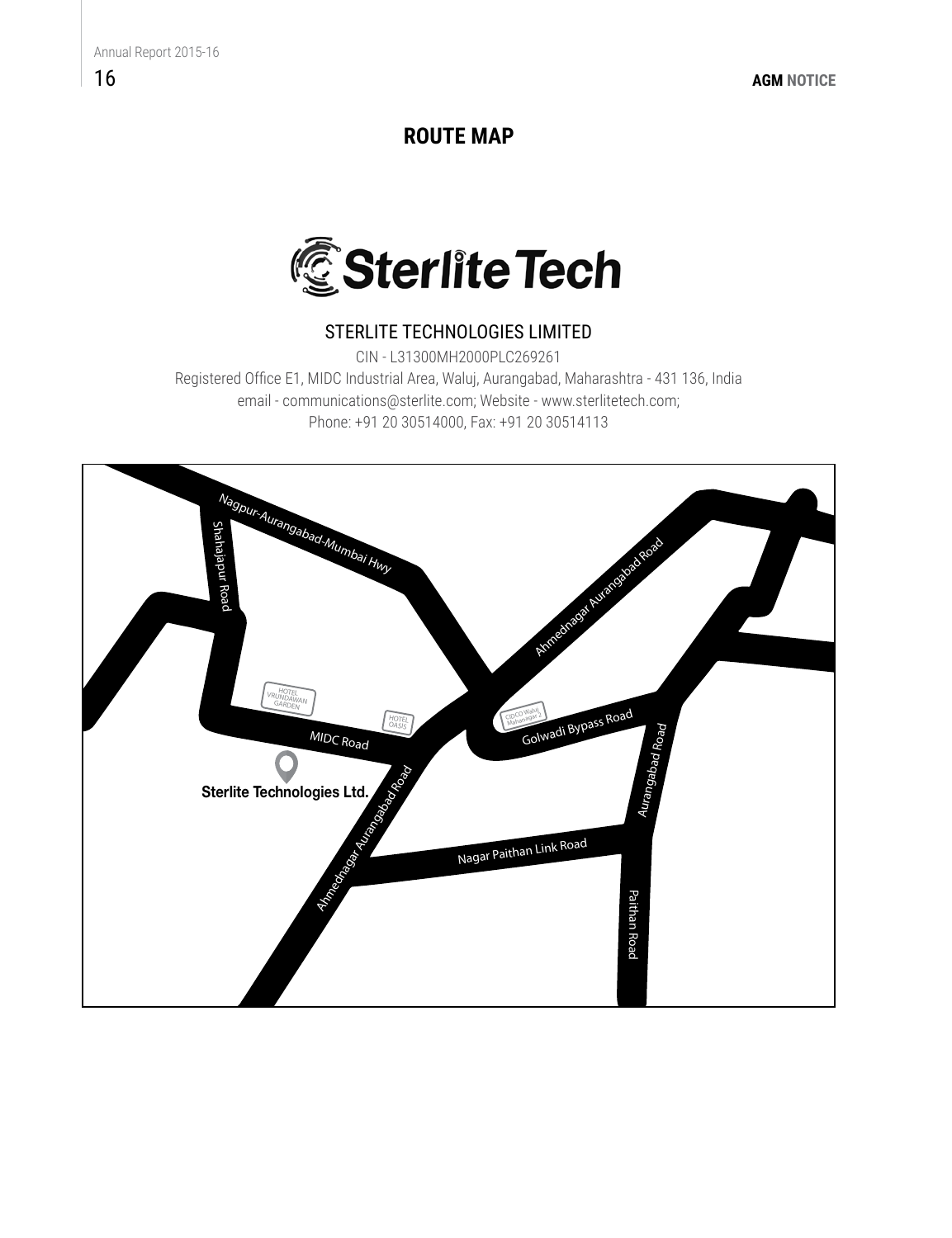# ROUTE MAP

Sterlite Tech

STERLITE TECHNOLOGIES LIMITED

CIN - L31300MH2000PLC269261

Registered Office E1, MIDC Industrial Area, Waluj, Aurangabad, Maharashtra - 431 136, India

email - communications@sterlite.com; Website - www.sterlitetech.com;

Phone: +91 20 30514000, Fax: +91 20 30514113

Nagpur-Aurangabad-Mumbai Hwy

Shahajapur Road

Ahmednagar Aurangabad Road

HOTEL VRUNDAWAN GARDEN

HOTEL OASIS

CIDCO Waluj Mahanagar 2

MIDC Road

Golwadi Bypass Road

Aurangabad Road

Sterlite Technologies Ltd.

Ahmednagar Aurangabad Road

Nagar Paithan Link Road

Paithan Road